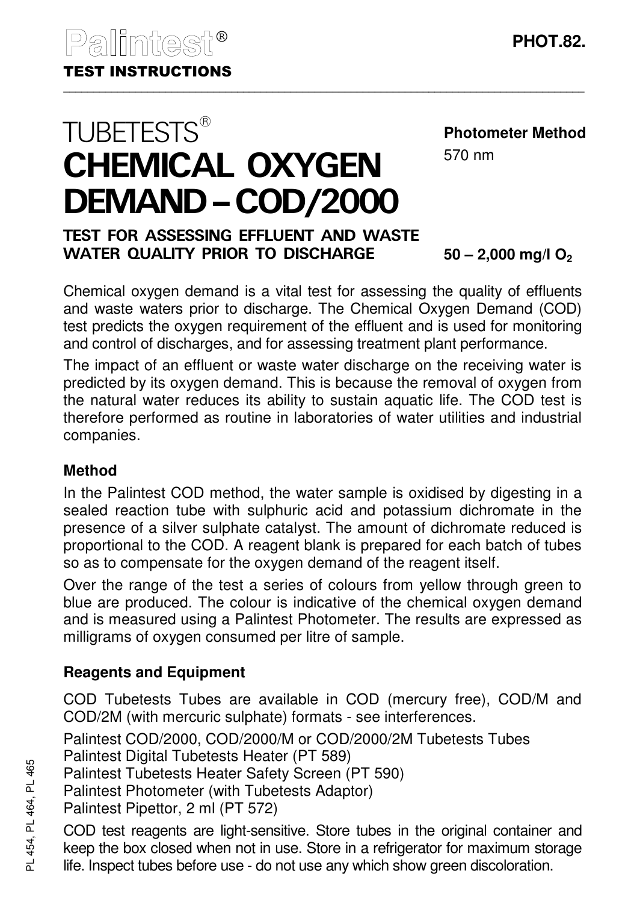Palintest®

**TEST INSTRUCTIONS**

**PHOT.82.**

# TUBETESTS® CHEMICAL OXYGEN DEMAND – COD/2000

**Photometer Method**

570 nm

## TEST FOR ASSESSING EFFLUENT AND WASTE WATER QUALITY PRIOR TO DISCHARGE

**50 – 2,000 mg/l $O_2$**

Chemical oxygen demand is a vital test for assessing the quality of effluents and waste waters prior to discharge. The Chemical Oxygen Demand (COD) test predicts the oxygen requirement of the effluent and is used for monitoring and control of discharges, and for assessing treatment plant performance.

The impact of an effluent or waste water discharge on the receiving water is predicted by its oxygen demand. This is because the removal of oxygen from the natural water reduces its ability to sustain aquatic life. The COD test is therefore performed as routine in laboratories of water utilities and industrial companies.

### Method

In the Palintest COD method, the water sample is oxidised by digesting in a sealed reaction tube with sulphuric acid and potassium dichromate in the presence of a silver sulphate catalyst. The amount of dichromate reduced is proportional to the COD. A reagent blank is prepared for each batch of tubes so as to compensate for the oxygen demand of the reagent itself.

Over the range of the test a series of colours from yellow through green to blue are produced. The colour is indicative of the chemical oxygen demand and is measured using a Palintest Photometer. The results are expressed as milligrams of oxygen consumed per litre of sample.

### Reagents and Equipment

COD Tubetests Tubes are available in COD (mercury free), COD/M and COD/2M (with mercuric sulphate) formats - see interferences.

Palintest COD/2000, COD/2000/M or COD/2000/2M Tubetests Tubes
Palintest Digital Tubetests Heater (PT 589)
Palintest Tubetests Heater Safety Screen (PT 590)
Palintest Photometer (with Tubetests Adaptor)
Palintest Pipettor, 2 ml (PT 572)

COD test reagents are light-sensitive. Store tubes in the original container and keep the box closed when not in use. Store in a refrigerator for maximum storage life. Inspect tubes before use - do not use any which show green discoloration.

PL 454, PL 464, PL 465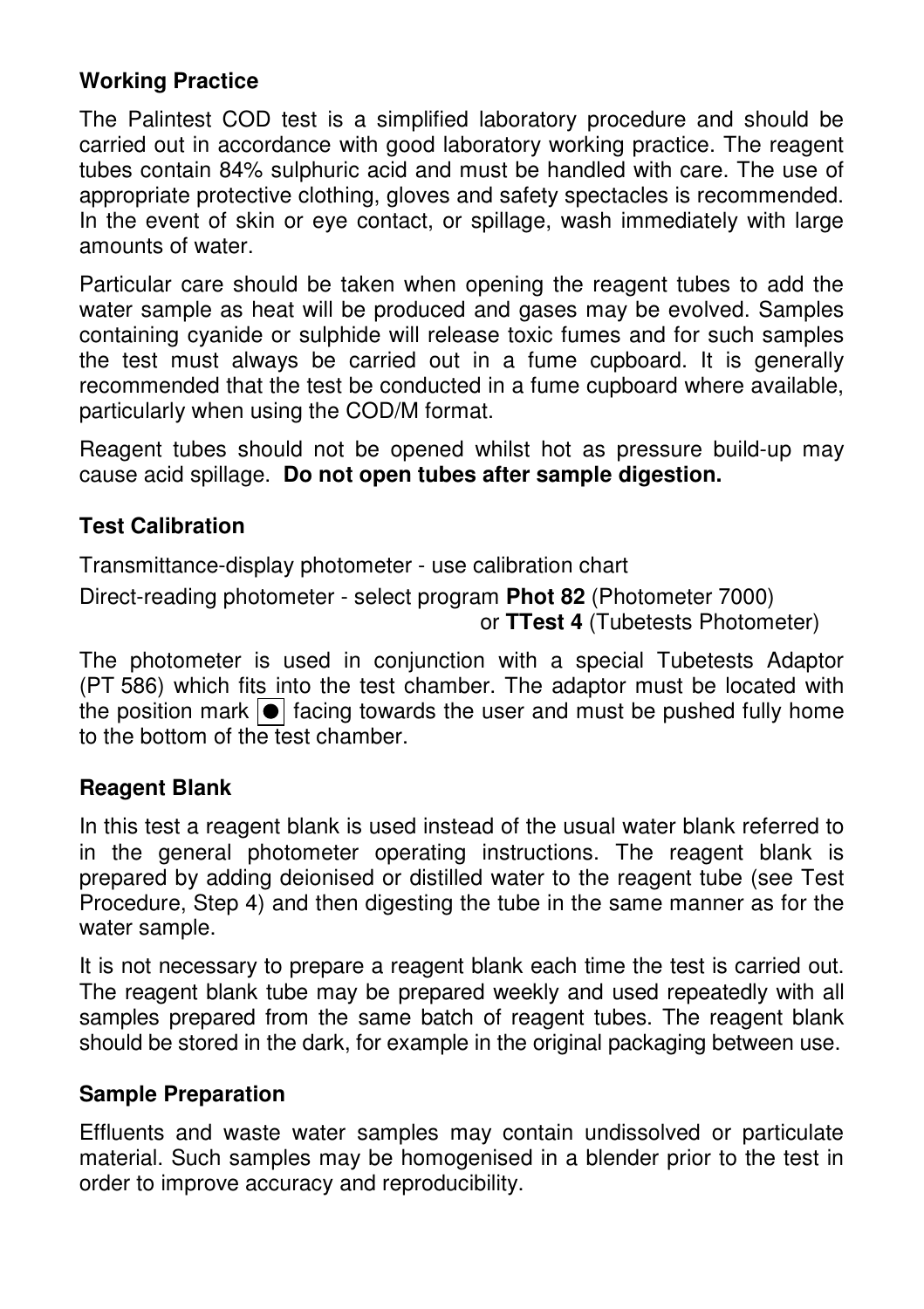**Working Practice**

The Palintest COD test is a simplified laboratory procedure and should be carried out in accordance with good laboratory working practice. The reagent tubes contain 84% sulphuric acid and must be handled with care. The use of appropriate protective clothing, gloves and safety spectacles is recommended. In the event of skin or eye contact, or spillage, wash immediately with large amounts of water.

Particular care should be taken when opening the reagent tubes to add the water sample as heat will be produced and gases may be evolved. Samples containing cyanide or sulphide will release toxic fumes and for such samples the test must always be carried out in a fume cupboard. It is generally recommended that the test be conducted in a fume cupboard where available, particularly when using the COD/M format.

Reagent tubes should not be opened whilst hot as pressure build-up may cause acid spillage. **Do not open tubes after sample digestion.**

**Test Calibration**

Transmittance-display photometer - use calibration chart

Direct-reading photometer - select program **Phot 82** (Photometer 7000)
or **TTest 4** (Tubetests Photometer)

The photometer is used in conjunction with a special Tubetests Adaptor (PT 586) which fits into the test chamber. The adaptor must be located with the position mark ● facing towards the user and must be pushed fully home to the bottom of the test chamber.

**Reagent Blank**

In this test a reagent blank is used instead of the usual water blank referred to in the general photometer operating instructions. The reagent blank is prepared by adding deionised or distilled water to the reagent tube (see Test Procedure, Step 4) and then digesting the tube in the same manner as for the water sample.

It is not necessary to prepare a reagent blank each time the test is carried out. The reagent blank tube may be prepared weekly and used repeatedly with all samples prepared from the same batch of reagent tubes. The reagent blank should be stored in the dark, for example in the original packaging between use.

**Sample Preparation**

Effluents and waste water samples may contain undissolved or particulate material. Such samples may be homogenised in a blender prior to the test in order to improve accuracy and reproducibility.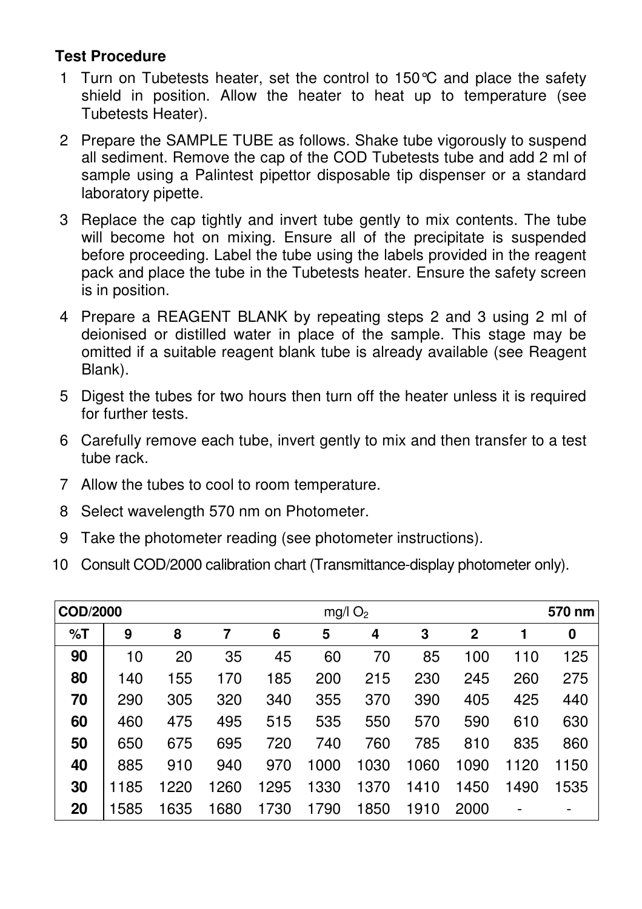**Test Procedure**

1. Turn on Tubetests heater, set the control to 150°C and place the safety shield in position. Allow the heater to heat up to temperature (see Tubetests Heater).
2. Prepare the SAMPLE TUBE as follows. Shake tube vigorously to suspend all sediment. Remove the cap of the COD Tubetests tube and add 2 ml of sample using a Palintest pipettor disposable tip dispenser or a standard laboratory pipette.
3. Replace the cap tightly and invert tube gently to mix contents. The tube will become hot on mixing. Ensure all of the precipitate is suspended before proceeding. Label the tube using the labels provided in the reagent pack and place the tube in the Tubetests heater. Ensure the safety screen is in position.
4. Prepare a REAGENT BLANK by repeating steps 2 and 3 using 2 ml of deionised or distilled water in place of the sample. This stage may be omitted if a suitable reagent blank tube is already available (see Reagent Blank).
5. Digest the tubes for two hours then turn off the heater unless it is required for further tests.
6. Carefully remove each tube, invert gently to mix and then transfer to a test tube rack.
7. Allow the tubes to cool to room temperature.
8. Select wavelength 570 nm on Photometer.
9. Take the photometer reading (see photometer instructions).
10. Consult COD/2000 calibration chart (Transmittance-display photometer only).

| **COD/2000** | | | | | mg/l $O_2$ | | | | | **570 nm** |
|---|---|---|---|---|---|---|---|---|---|---|
| **%T** | **9** | **8** | **7** | **6** | **5** | **4** | **3** | **2** | **1** | **0** |
| **90** | 10 | 20 | 35 | 45 | 60 | 70 | 85 | 100 | 110 | 125 |
| **80** | 140 | 155 | 170 | 185 | 200 | 215 | 230 | 245 | 260 | 275 |
| **70** | 290 | 305 | 320 | 340 | 355 | 370 | 390 | 405 | 425 | 440 |
| **60** | 460 | 475 | 495 | 515 | 535 | 550 | 570 | 590 | 610 | 630 |
| **50** | 650 | 675 | 695 | 720 | 740 | 760 | 785 | 810 | 835 | 860 |
| **40** | 885 | 910 | 940 | 970 | 1000 | 1030 | 1060 | 1090 | 1120 | 1150 |
| **30** | 1185 | 1220 | 1260 | 1295 | 1330 | 1370 | 1410 | 1450 | 1490 | 1535 |
| **20** | 1585 | 1635 | 1680 | 1730 | 1790 | 1850 | 1910 | 2000 | - | - |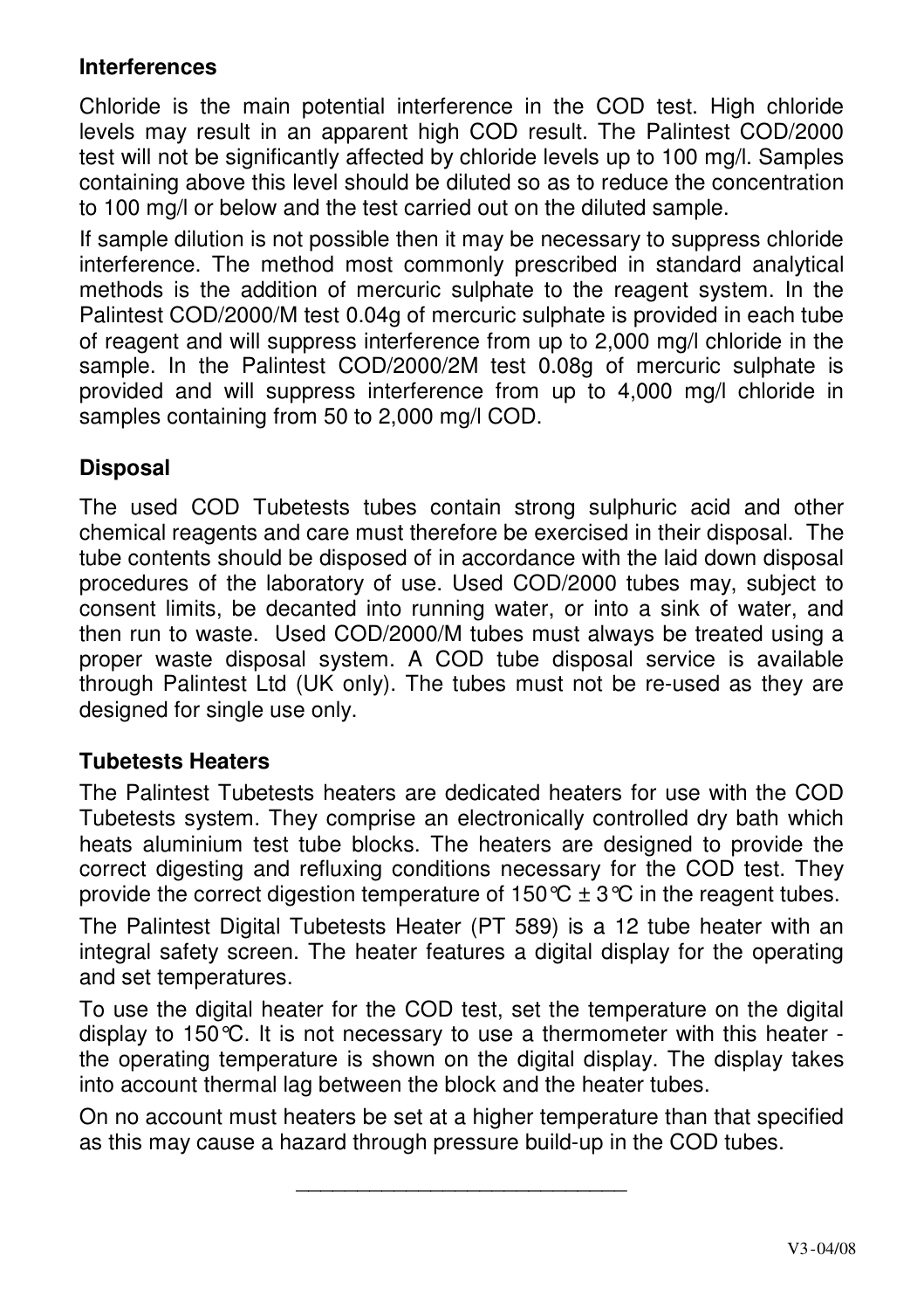**Interferences**

Chloride is the main potential interference in the COD test. High chloride levels may result in an apparent high COD result. The Palintest COD/2000 test will not be significantly affected by chloride levels up to 100 mg/l. Samples containing above this level should be diluted so as to reduce the concentration to 100 mg/l or below and the test carried out on the diluted sample.

If sample dilution is not possible then it may be necessary to suppress chloride interference. The method most commonly prescribed in standard analytical methods is the addition of mercuric sulphate to the reagent system. In the Palintest COD/2000/M test 0.04g of mercuric sulphate is provided in each tube of reagent and will suppress interference from up to 2,000 mg/l chloride in the sample. In the Palintest COD/2000/2M test 0.08g of mercuric sulphate is provided and will suppress interference from up to 4,000 mg/l chloride in samples containing from 50 to 2,000 mg/l COD.

**Disposal**

The used COD Tubetests tubes contain strong sulphuric acid and other chemical reagents and care must therefore be exercised in their disposal. The tube contents should be disposed of in accordance with the laid down disposal procedures of the laboratory of use. Used COD/2000 tubes may, subject to consent limits, be decanted into running water, or into a sink of water, and then run to waste. Used COD/2000/M tubes must always be treated using a proper waste disposal system. A COD tube disposal service is available through Palintest Ltd (UK only). The tubes must not be re-used as they are designed for single use only.

**Tubetests Heaters**

The Palintest Tubetests heaters are dedicated heaters for use with the COD Tubetests system. They comprise an electronically controlled dry bath which heats aluminium test tube blocks. The heaters are designed to provide the correct digesting and refluxing conditions necessary for the COD test. They provide the correct digestion temperature of 150°C ± 3°C in the reagent tubes.

The Palintest Digital Tubetests Heater (PT 589) is a 12 tube heater with an integral safety screen. The heater features a digital display for the operating and set temperatures.

To use the digital heater for the COD test, set the temperature on the digital display to 150°C. It is not necessary to use a thermometer with this heater - the operating temperature is shown on the digital display. The display takes into account thermal lag between the block and the heater tubes.

On no account must heaters be set at a higher temperature than that specified as this may cause a hazard through pressure build-up in the COD tubes.

---

V3-04/08